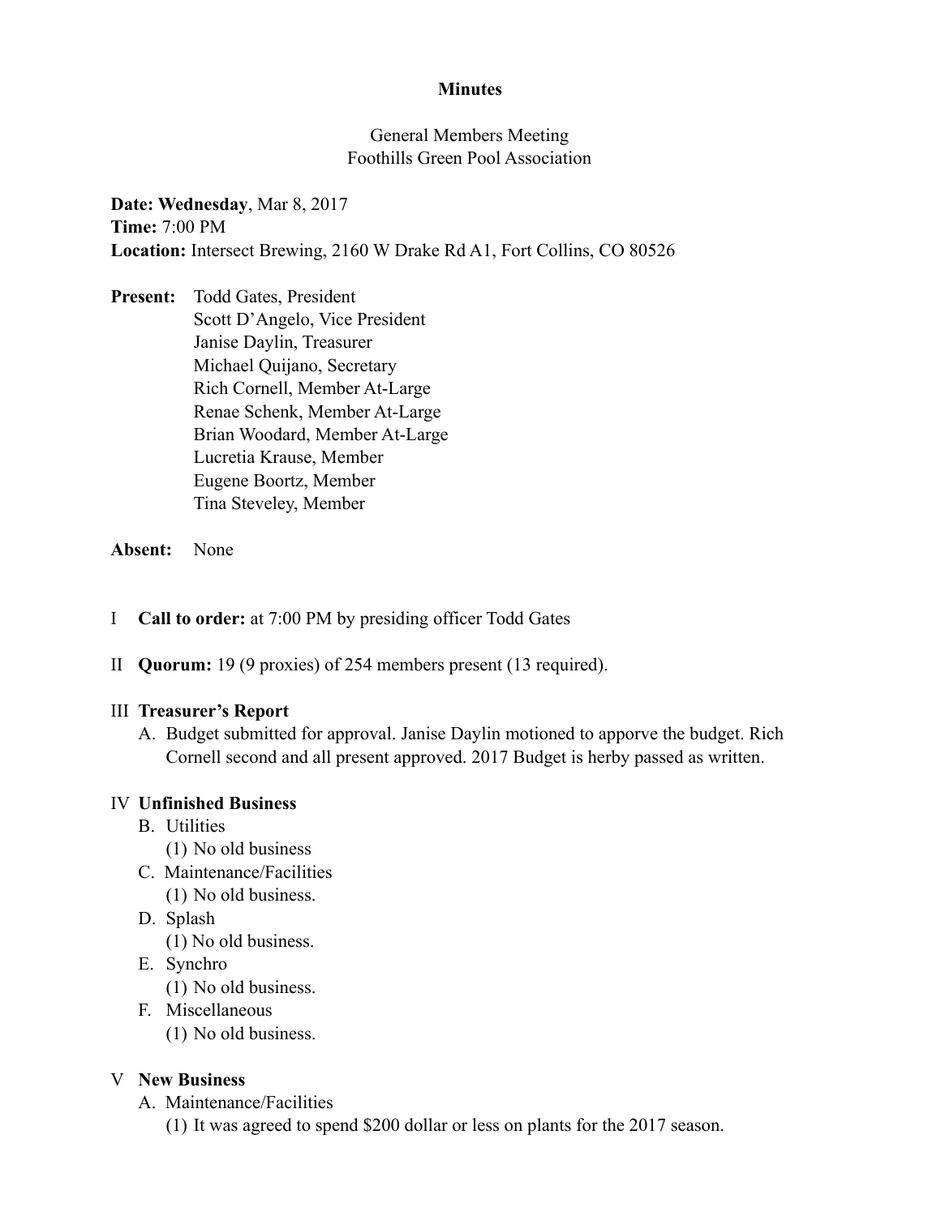**Minutes**

General Members Meeting
Foothills Green Pool Association

**Date: Wednesday**, Mar 8, 2017
**Time:** 7:00 PM
**Location:** Intersect Brewing, 2160 W Drake Rd A1, Fort Collins, CO 80526

**Present:** Todd Gates, President
Scott D'Angelo, Vice President
Janise Daylin, Treasurer
Michael Quijano, Secretary
Rich Cornell, Member At-Large
Renae Schenk, Member At-Large
Brian Woodard, Member At-Large
Lucretia Krause, Member
Eugene Boortz, Member
Tina Steveley, Member

**Absent:** None

I **Call to order:** at 7:00 PM by presiding officer Todd Gates

II **Quorum:** 19 (9 proxies) of 254 members present (13 required).

III **Treasurer's Report**

A. Budget submitted for approval. Janise Daylin motioned to apporve the budget. Rich Cornell second and all present approved. 2017 Budget is herby passed as written.

IV **Unfinished Business**

B. Utilities
  (1) No old business
C. Maintenance/Facilities
  (1) No old business.
D. Splash
  (1) No old business.
E. Synchro
  (1) No old business.
F. Miscellaneous
  (1) No old business.

V **New Business**

A. Maintenance/Facilities
  (1) It was agreed to spend $200 dollar or less on plants for the 2017 season.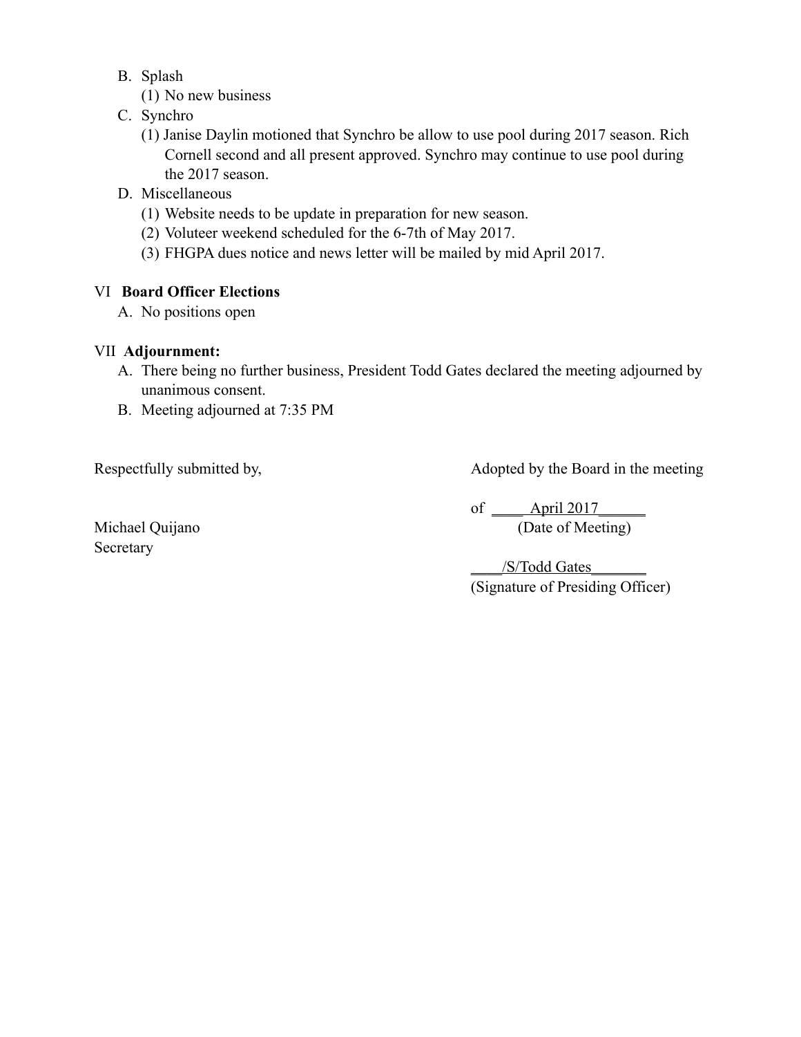B. Splash
   (1) No new business
C. Synchro
   (1) Janise Daylin motioned that Synchro be allow to use pool during 2017 season. Rich Cornell second and all present approved. Synchro may continue to use pool during the 2017 season.
D. Miscellaneous
   (1) Website needs to be update in preparation for new season.
   (2) Voluteer weekend scheduled for the 6-7th of May 2017.
   (3) FHGPA dues notice and news letter will be mailed by mid April 2017.

VI **Board Officer Elections**

A. No positions open

VII **Adjournment:**

A. There being no further business, President Todd Gates declared the meeting adjourned by unanimous consent.
B. Meeting adjourned at 7:35 PM

Respectfully submitted by,

Michael Quijano
Secretary

Adopted by the Board in the meeting

of \_\_\_\_ April 2017\_\_\_\_\_\_
(Date of Meeting)

\_\_\_\_/S/Todd Gates\_\_\_\_\_\_\_
(Signature of Presiding Officer)